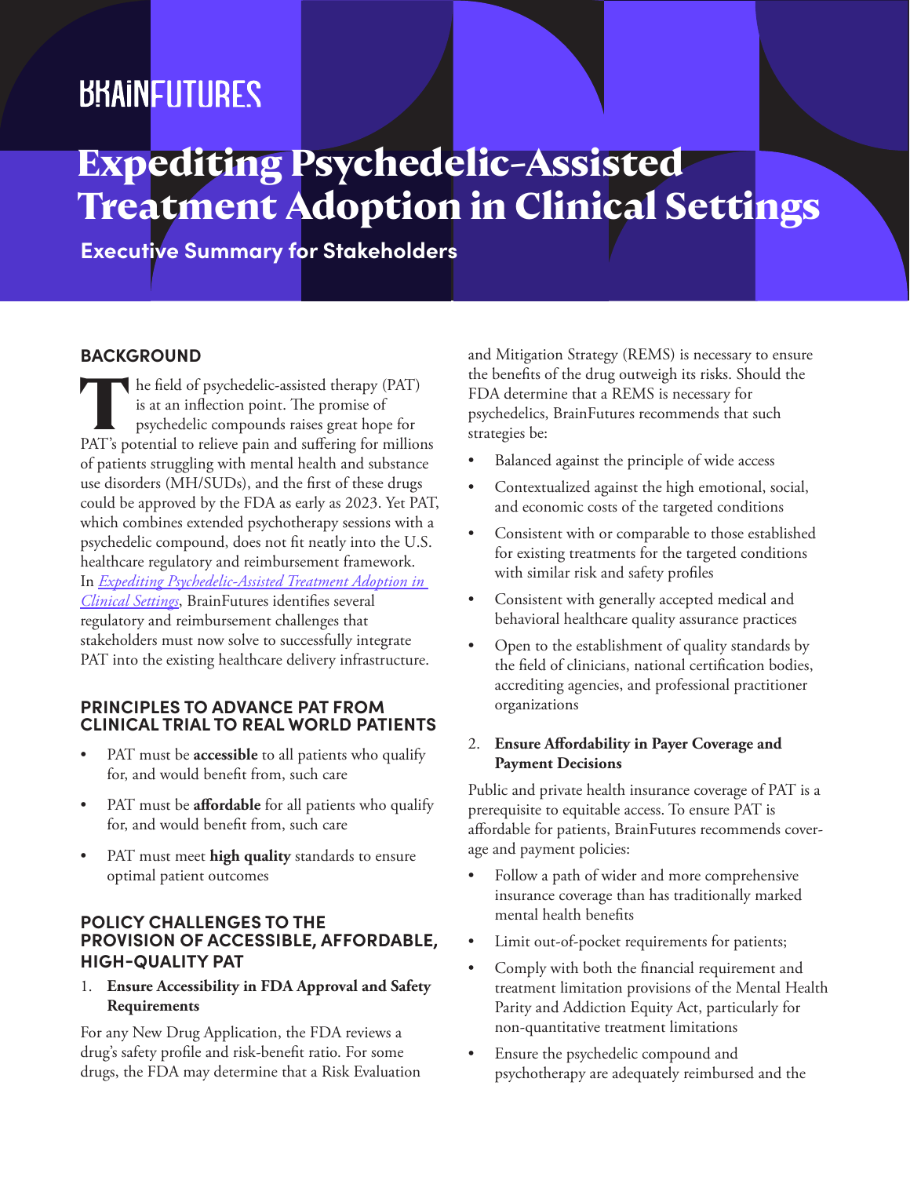BRAINFUTURES

# Expediting Psychedelic-Assisted Treatment Adoption in Clinical Settings

## Executive Summary for Stakeholders

### BACKGROUND

The field of psychedelic-assisted therapy (PAT) is at an inflection point. The promise of psychedelic compounds raises great hope for PAT's potential to relieve pain and suffering for millions of patients struggling with mental health and substance use disorders (MH/SUDs), and the first of these drugs could be approved by the FDA as early as 2023. Yet PAT, which combines extended psychotherapy sessions with a psychedelic compound, does not fit neatly into the U.S. healthcare regulatory and reimbursement framework. In *Expediting Psychedelic-Assisted Treatment Adoption in Clinical Settings*, BrainFutures identifies several regulatory and reimbursement challenges that stakeholders must now solve to successfully integrate PAT into the existing healthcare delivery infrastructure.

### PRINCIPLES TO ADVANCE PAT FROM CLINICAL TRIAL TO REAL WORLD PATIENTS

- PAT must be **accessible** to all patients who qualify for, and would benefit from, such care
- PAT must be **affordable** for all patients who qualify for, and would benefit from, such care
- PAT must meet **high quality** standards to ensure optimal patient outcomes

### POLICY CHALLENGES TO THE PROVISION OF ACCESSIBLE, AFFORDABLE, HIGH-QUALITY PAT

1. **Ensure Accessibility in FDA Approval and Safety Requirements**

For any New Drug Application, the FDA reviews a drug's safety profile and risk-benefit ratio. For some drugs, the FDA may determine that a Risk Evaluation and Mitigation Strategy (REMS) is necessary to ensure the benefits of the drug outweigh its risks. Should the FDA determine that a REMS is necessary for psychedelics, BrainFutures recommends that such strategies be:

- Balanced against the principle of wide access
- Contextualized against the high emotional, social, and economic costs of the targeted conditions
- Consistent with or comparable to those established for existing treatments for the targeted conditions with similar risk and safety profiles
- Consistent with generally accepted medical and behavioral healthcare quality assurance practices
- Open to the establishment of quality standards by the field of clinicians, national certification bodies, accrediting agencies, and professional practitioner organizations

2. **Ensure Affordability in Payer Coverage and Payment Decisions**

Public and private health insurance coverage of PAT is a prerequisite to equitable access. To ensure PAT is affordable for patients, BrainFutures recommends coverage and payment policies:

- Follow a path of wider and more comprehensive insurance coverage than has traditionally marked mental health benefits
- Limit out-of-pocket requirements for patients;
- Comply with both the financial requirement and treatment limitation provisions of the Mental Health Parity and Addiction Equity Act, particularly for non-quantitative treatment limitations
- Ensure the psychedelic compound and psychotherapy are adequately reimbursed and the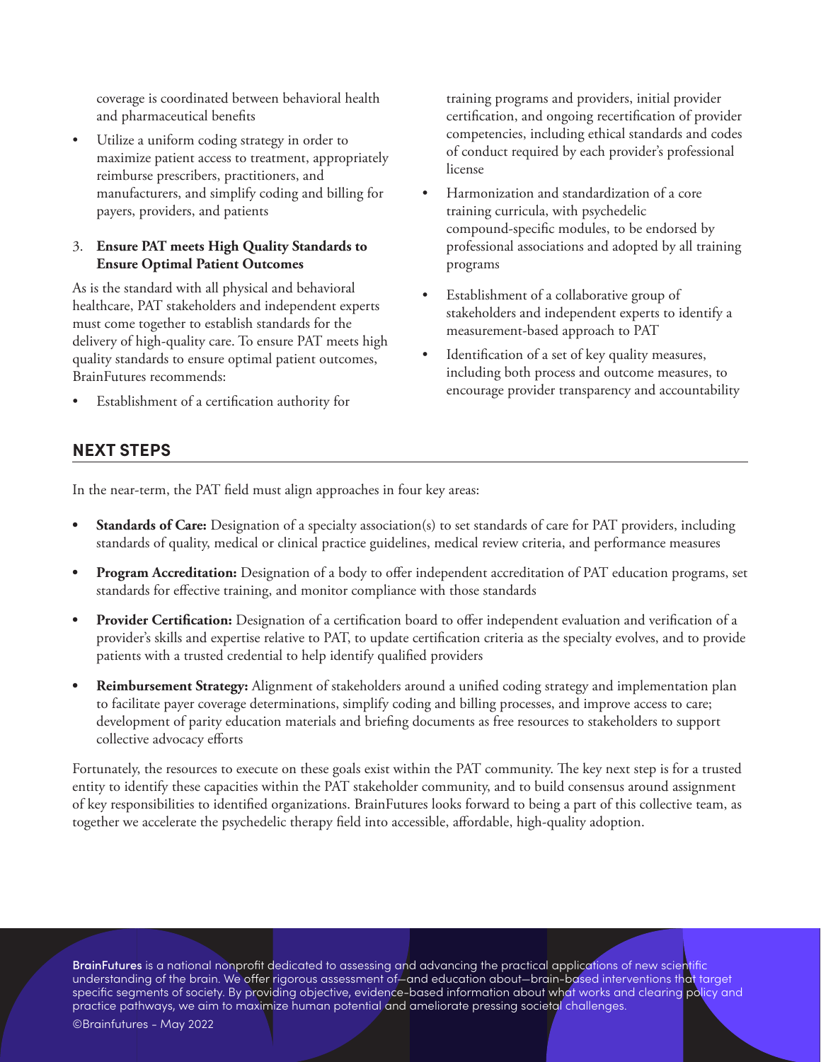coverage is coordinated between behavioral health and pharmaceutical benefits

- Utilize a uniform coding strategy in order to maximize patient access to treatment, appropriately reimburse prescribers, practitioners, and manufacturers, and simplify coding and billing for payers, providers, and patients

3. **Ensure PAT meets High Quality Standards to Ensure Optimal Patient Outcomes**

As is the standard with all physical and behavioral healthcare, PAT stakeholders and independent experts must come together to establish standards for the delivery of high-quality care. To ensure PAT meets high quality standards to ensure optimal patient outcomes, BrainFutures recommends:

- Establishment of a certification authority for training programs and providers, initial provider certification, and ongoing recertification of provider competencies, including ethical standards and codes of conduct required by each provider's professional license
- Harmonization and standardization of a core training curricula, with psychedelic compound-specific modules, to be endorsed by professional associations and adopted by all training programs
- Establishment of a collaborative group of stakeholders and independent experts to identify a measurement-based approach to PAT
- Identification of a set of key quality measures, including both process and outcome measures, to encourage provider transparency and accountability

## NEXT STEPS

In the near-term, the PAT field must align approaches in four key areas:

- **Standards of Care:** Designation of a specialty association(s) to set standards of care for PAT providers, including standards of quality, medical or clinical practice guidelines, medical review criteria, and performance measures
- **Program Accreditation:** Designation of a body to offer independent accreditation of PAT education programs, set standards for effective training, and monitor compliance with those standards
- **Provider Certification:** Designation of a certification board to offer independent evaluation and verification of a provider's skills and expertise relative to PAT, to update certification criteria as the specialty evolves, and to provide patients with a trusted credential to help identify qualified providers
- **Reimbursement Strategy:** Alignment of stakeholders around a unified coding strategy and implementation plan to facilitate payer coverage determinations, simplify coding and billing processes, and improve access to care; development of parity education materials and briefing documents as free resources to stakeholders to support collective advocacy efforts

Fortunately, the resources to execute on these goals exist within the PAT community. The key next step is for a trusted entity to identify these capacities within the PAT stakeholder community, and to build consensus around assignment of key responsibilities to identified organizations. BrainFutures looks forward to being a part of this collective team, as together we accelerate the psychedelic therapy field into accessible, affordable, high-quality adoption.

**BrainFutures** is a national nonprofit dedicated to assessing and advancing the practical applications of new scientific understanding of the brain. We offer rigorous assessment of—and education about—brain-based interventions that target specific segments of society. By providing objective, evidence-based information about what works and clearing policy and practice pathways, we aim to maximize human potential and ameliorate pressing societal challenges.

©Brainfutures - May 2022